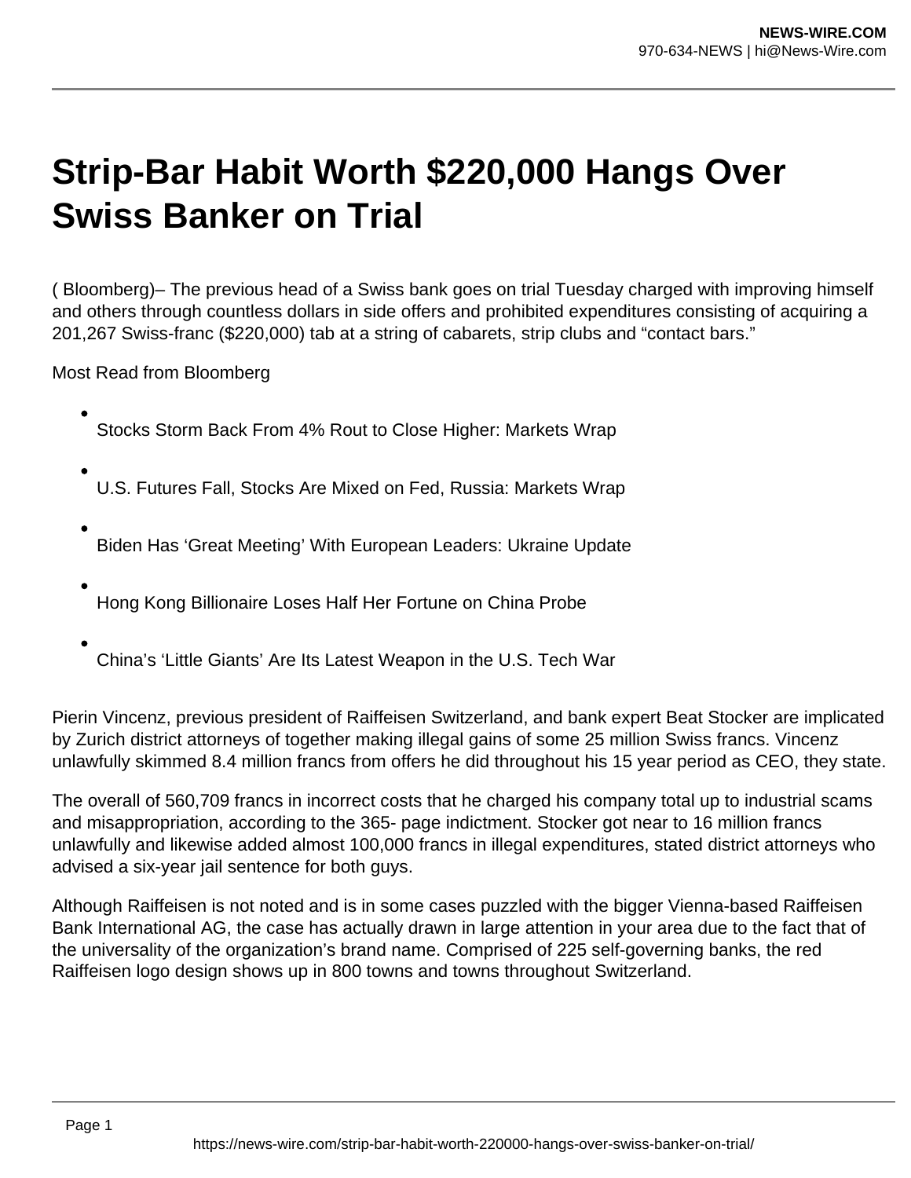# Strip-Bar Habit Worth $220,000 Hangs Over Swiss Banker on Trial

( Bloomberg)– The previous head of a Swiss bank goes on trial Tuesday charged with improving himself and others through countless dollars in side offers and prohibited expenditures consisting of acquiring a 201,267 Swiss-franc ($220,000) tab at a string of cabarets, strip clubs and "contact bars."

Most Read from Bloomberg

- Stocks Storm Back From 4% Rout to Close Higher: Markets Wrap
- U.S. Futures Fall, Stocks Are Mixed on Fed, Russia: Markets Wrap
- Biden Has 'Great Meeting' With European Leaders: Ukraine Update
- Hong Kong Billionaire Loses Half Her Fortune on China Probe
- China's 'Little Giants' Are Its Latest Weapon in the U.S. Tech War

Pierin Vincenz, previous president of Raiffeisen Switzerland, and bank expert Beat Stocker are implicated by Zurich district attorneys of together making illegal gains of some 25 million Swiss francs. Vincenz unlawfully skimmed 8.4 million francs from offers he did throughout his 15 year period as CEO, they state.

The overall of 560,709 francs in incorrect costs that he charged his company total up to industrial scams and misappropriation, according to the 365- page indictment. Stocker got near to 16 million francs unlawfully and likewise added almost 100,000 francs in illegal expenditures, stated district attorneys who advised a six-year jail sentence for both guys.

Although Raiffeisen is not noted and is in some cases puzzled with the bigger Vienna-based Raiffeisen Bank International AG, the case has actually drawn in large attention in your area due to the fact that of the universality of the organization's brand name. Comprised of 225 self-governing banks, the red Raiffeisen logo design shows up in 800 towns and towns throughout Switzerland.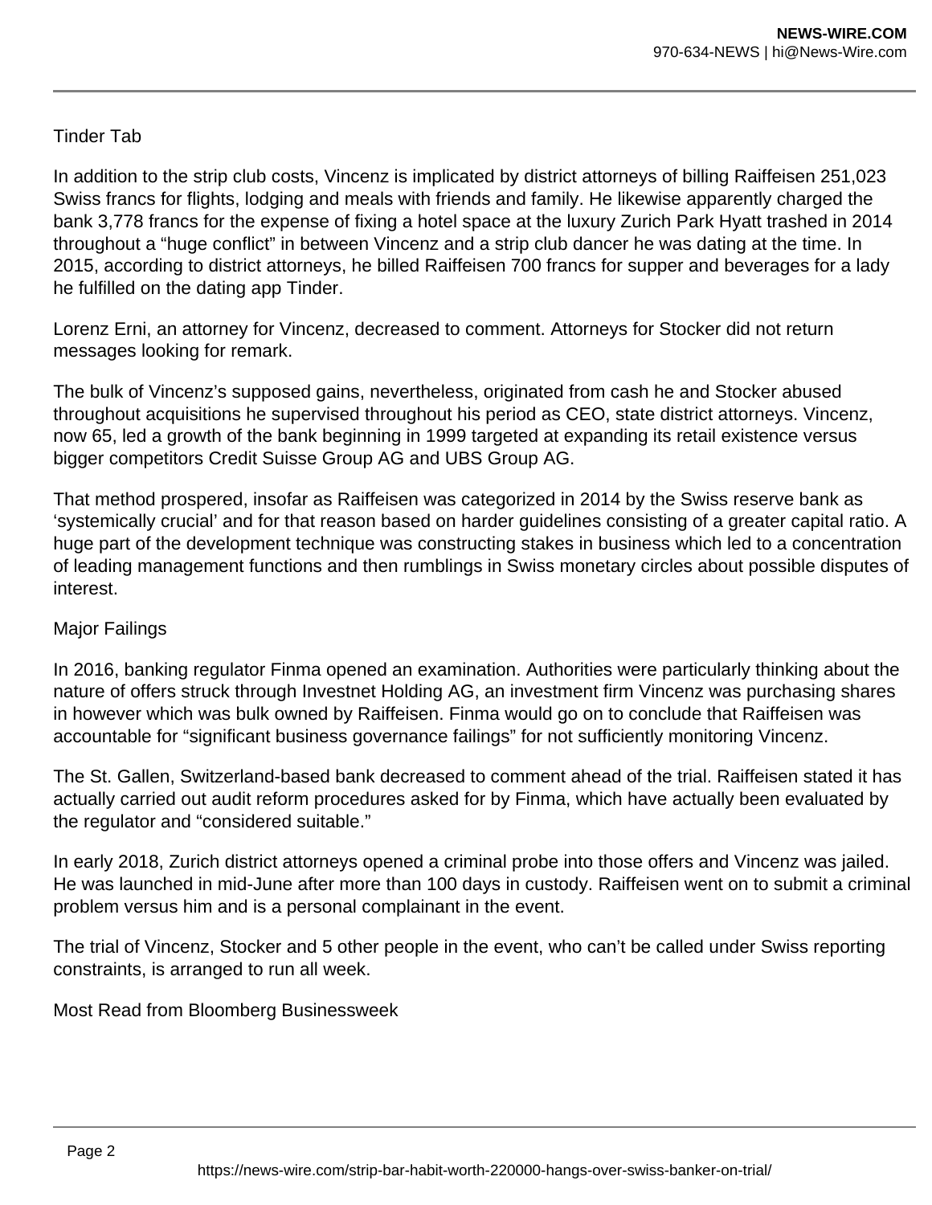## Tinder Tab

In addition to the strip club costs, Vincenz is implicated by district attorneys of billing Raiffeisen 251,023 Swiss francs for flights, lodging and meals with friends and family. He likewise apparently charged the bank 3,778 francs for the expense of fixing a hotel space at the luxury Zurich Park Hyatt trashed in 2014 throughout a “huge conflict” in between Vincenz and a strip club dancer he was dating at the time. In 2015, according to district attorneys, he billed Raiffeisen 700 francs for supper and beverages for a lady he fulfilled on the dating app Tinder.

Lorenz Erni, an attorney for Vincenz, decreased to comment. Attorneys for Stocker did not return messages looking for remark.

The bulk of Vincenz’s supposed gains, nevertheless, originated from cash he and Stocker abused throughout acquisitions he supervised throughout his period as CEO, state district attorneys. Vincenz, now 65, led a growth of the bank beginning in 1999 targeted at expanding its retail existence versus bigger competitors Credit Suisse Group AG and UBS Group AG.

That method prospered, insofar as Raiffeisen was categorized in 2014 by the Swiss reserve bank as ‘systemically crucial’ and for that reason based on harder guidelines consisting of a greater capital ratio. A huge part of the development technique was constructing stakes in business which led to a concentration of leading management functions and then rumblings in Swiss monetary circles about possible disputes of interest.

## Major Failings

In 2016, banking regulator Finma opened an examination. Authorities were particularly thinking about the nature of offers struck through Investnet Holding AG, an investment firm Vincenz was purchasing shares in however which was bulk owned by Raiffeisen. Finma would go on to conclude that Raiffeisen was accountable for “significant business governance failings” for not sufficiently monitoring Vincenz.

The St. Gallen, Switzerland-based bank decreased to comment ahead of the trial. Raiffeisen stated it has actually carried out audit reform procedures asked for by Finma, which have actually been evaluated by the regulator and “considered suitable.”

In early 2018, Zurich district attorneys opened a criminal probe into those offers and Vincenz was jailed. He was launched in mid-June after more than 100 days in custody. Raiffeisen went on to submit a criminal problem versus him and is a personal complainant in the event.

The trial of Vincenz, Stocker and 5 other people in the event, who can’t be called under Swiss reporting constraints, is arranged to run all week.

Most Read from Bloomberg Businessweek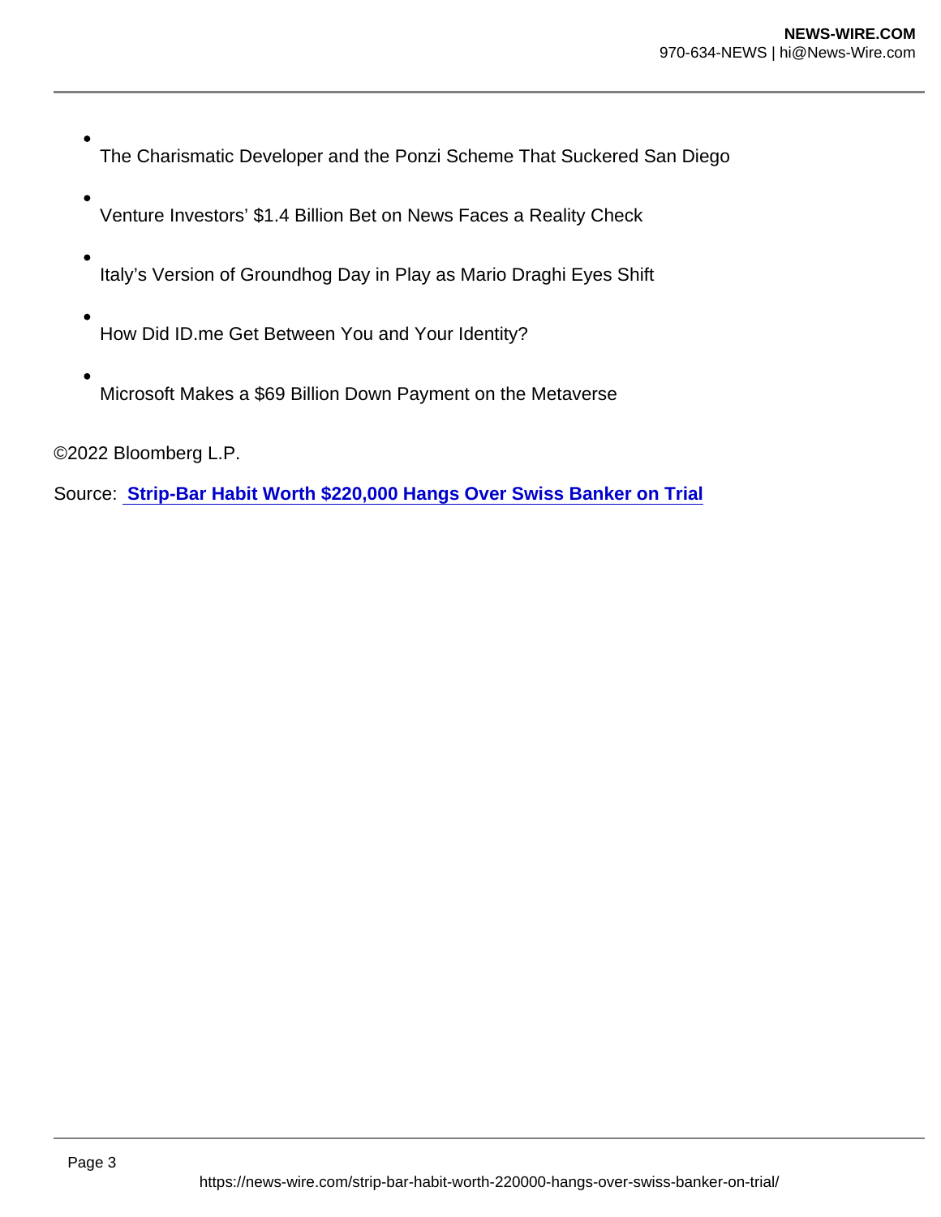- The Charismatic Developer and the Ponzi Scheme That Suckered San Diego
- Venture Investors’ $1.4 Billion Bet on News Faces a Reality Check
- Italy’s Version of Groundhog Day in Play as Mario Draghi Eyes Shift
- How Did ID.me Get Between You and Your Identity?
- Microsoft Makes a $69 Billion Down Payment on the Metaverse

©2022 Bloomberg L.P.

Source: **[Strip-Bar Habit Worth $220,000 Hangs Over Swiss Banker on Trial](https://news-wire.com/strip-bar-habit-worth-220000-hangs-over-swiss-banker-on-trial/)**